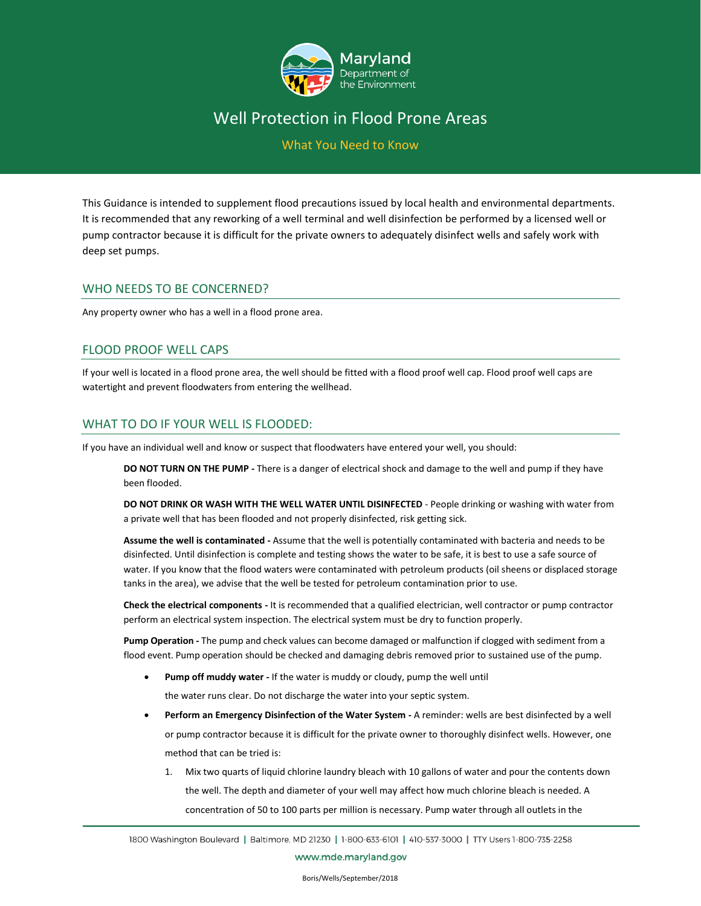# Well Protection in Flood Prone Areas

## What You Need to Know

This Guidance is intended to supplement flood precautions issued by local health and environmental departments. It is recommended that any reworking of a well terminal and well disinfection be performed by a licensed well or pump contractor because it is difficult for the private owners to adequately disinfect wells and safely work with deep set pumps.

## WHO NEEDS TO BE CONCERNED?

Any property owner who has a well in a flood prone area.

## FLOOD PROOF WELL CAPS

If your well is located in a flood prone area, the well should be fitted with a flood proof well cap. Flood proof well caps are watertight and prevent floodwaters from entering the wellhead.

## WHAT TO DO IF YOUR WELL IS FLOODED:

If you have an individual well and know or suspect that floodwaters have entered your well, you should:

**DO NOT TURN ON THE PUMP -** There is a danger of electrical shock and damage to the well and pump if they have been flooded.

**DO NOT DRINK OR WASH WITH THE WELL WATER UNTIL DISINFECTED** - People drinking or washing with water from a private well that has been flooded and not properly disinfected, risk getting sick.

**Assume the well is contaminated -** Assume that the well is potentially contaminated with bacteria and needs to be disinfected. Until disinfection is complete and testing shows the water to be safe, it is best to use a safe source of water. If you know that the flood waters were contaminated with petroleum products (oil sheens or displaced storage tanks in the area), we advise that the well be tested for petroleum contamination prior to use.

**Check the electrical components -** It is recommended that a qualified electrician, well contractor or pump contractor perform an electrical system inspection. The electrical system must be dry to function properly.

**Pump Operation -** The pump and check values can become damaged or malfunction if clogged with sediment from a flood event. Pump operation should be checked and damaging debris removed prior to sustained use of the pump.

- **Pump off muddy water -** If the water is muddy or cloudy, pump the well until the water runs clear. Do not discharge the water into your septic system.
- **Perform an Emergency Disinfection of the Water System -** A reminder: wells are best disinfected by a well or pump contractor because it is difficult for the private owner to thoroughly disinfect wells. However, one method that can be tried is:

  1. Mix two quarts of liquid chlorine laundry bleach with 10 gallons of water and pour the contents down the well. The depth and diameter of your well may affect how much chlorine bleach is needed. A concentration of 50 to 100 parts per million is necessary. Pump water through all outlets in the

1800 Washington Boulevard | Baltimore, MD 21230 | 1-800-633-6101 | 410-537-3000 | TTY Users 1-800-735-2258

www.mde.maryland.gov

Boris/Wells/September/2018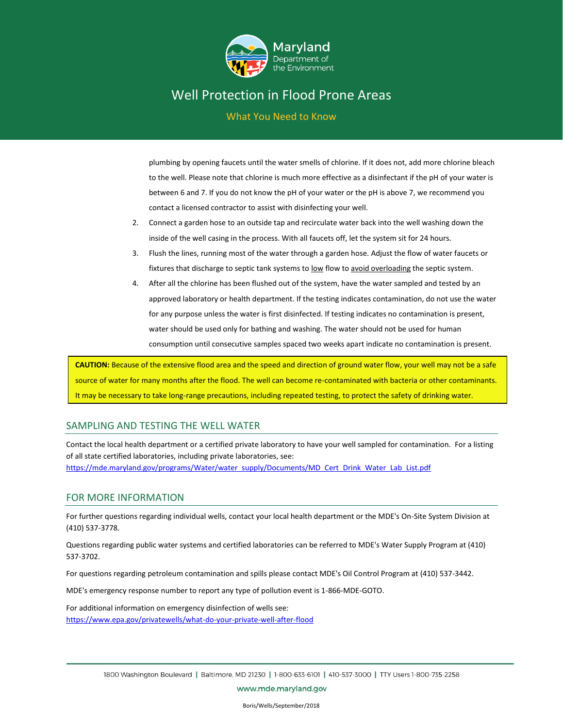# Well Protection in Flood Prone Areas

## What You Need to Know

plumbing by opening faucets until the water smells of chlorine. If it does not, add more chlorine bleach to the well. Please note that chlorine is much more effective as a disinfectant if the pH of your water is between 6 and 7. If you do not know the pH of your water or the pH is above 7, we recommend you contact a licensed contractor to assist with disinfecting your well.

2. Connect a garden hose to an outside tap and recirculate water back into the well washing down the inside of the well casing in the process. With all faucets off, let the system sit for 24 hours.
3. Flush the lines, running most of the water through a garden hose. Adjust the flow of water faucets or fixtures that discharge to septic tank systems to low flow to avoid overloading the septic system.
4. After all the chlorine has been flushed out of the system, have the water sampled and tested by an approved laboratory or health department. If the testing indicates contamination, do not use the water for any purpose unless the water is first disinfected. If testing indicates no contamination is present, water should be used only for bathing and washing. The water should not be used for human consumption until consecutive samples spaced two weeks apart indicate no contamination is present.

**CAUTION:** Because of the extensive flood area and the speed and direction of ground water flow, your well may not be a safe source of water for many months after the flood. The well can become re-contaminated with bacteria or other contaminants. It may be necessary to take long-range precautions, including repeated testing, to protect the safety of drinking water.

## SAMPLING AND TESTING THE WELL WATER

Contact the local health department or a certified private laboratory to have your well sampled for contamination. For a listing of all state certified laboratories, including private laboratories, see: https://mde.maryland.gov/programs/Water/water_supply/Documents/MD_Cert_Drink_Water_Lab_List.pdf

## FOR MORE INFORMATION

For further questions regarding individual wells, contact your local health department or the MDE's On-Site System Division at (410) 537-3778.

Questions regarding public water systems and certified laboratories can be referred to MDE's Water Supply Program at (410) 537-3702.

For questions regarding petroleum contamination and spills please contact MDE's Oil Control Program at (410) 537-3442.

MDE's emergency response number to report any type of pollution event is 1-866-MDE-GOTO.

For additional information on emergency disinfection of wells see: https://www.epa.gov/privatewells/what-do-your-private-well-after-flood

1800 Washington Boulevard | Baltimore, MD 21230 | 1-800-633-6101 | 410-537-3000 | TTY Users 1-800-735-2258

www.mde.maryland.gov

Boris/Wells/September/2018